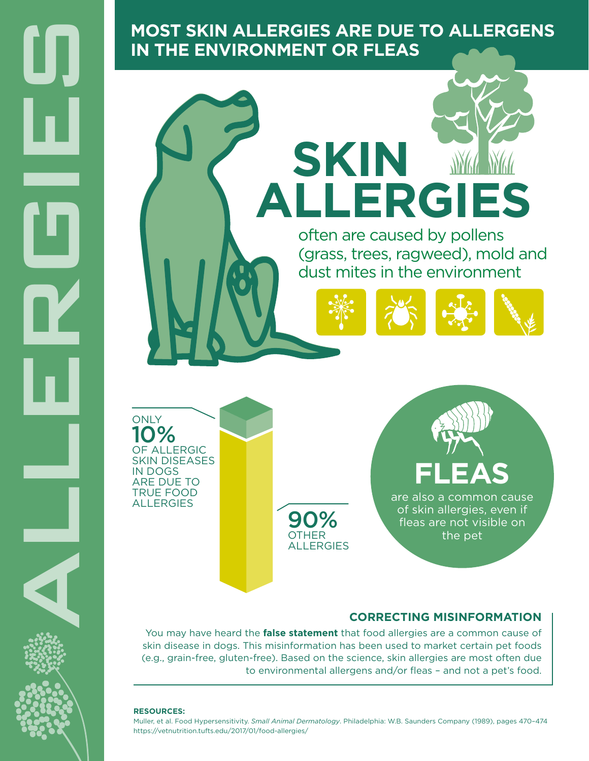# ALLERGIES

## MOST SKIN ALLERGIES ARE DUE TO ALLERGENS IN THE ENVIRONMENT OR FLEAS

# SKIN ALLERGIES

often are caused by pollens (grass, trees, ragweed), mold and dust mites in the environment

ONLY **10%** OF ALLERGIC SKIN DISEASES IN DOGS ARE DUE TO TRUE FOOD ALLERGIES

**90%** OTHER ALLERGIES

# FLEAS

are also a common cause of skin allergies, even if fleas are not visible on the pet

### CORRECTING MISINFORMATION

You may have heard the **false statement** that food allergies are a common cause of skin disease in dogs. This misinformation has been used to market certain pet foods (e.g., grain-free, gluten-free). Based on the science, skin allergies are most often due to environmental allergens and/or fleas – and not a pet's food.

**RESOURCES:**

Muller, et al. Food Hypersensitivity. *Small Animal Dermatology*. Philadelphia: W.B. Saunders Company (1989), pages 470–474

https://vetnutrition.tufts.edu/2017/01/food-allergies/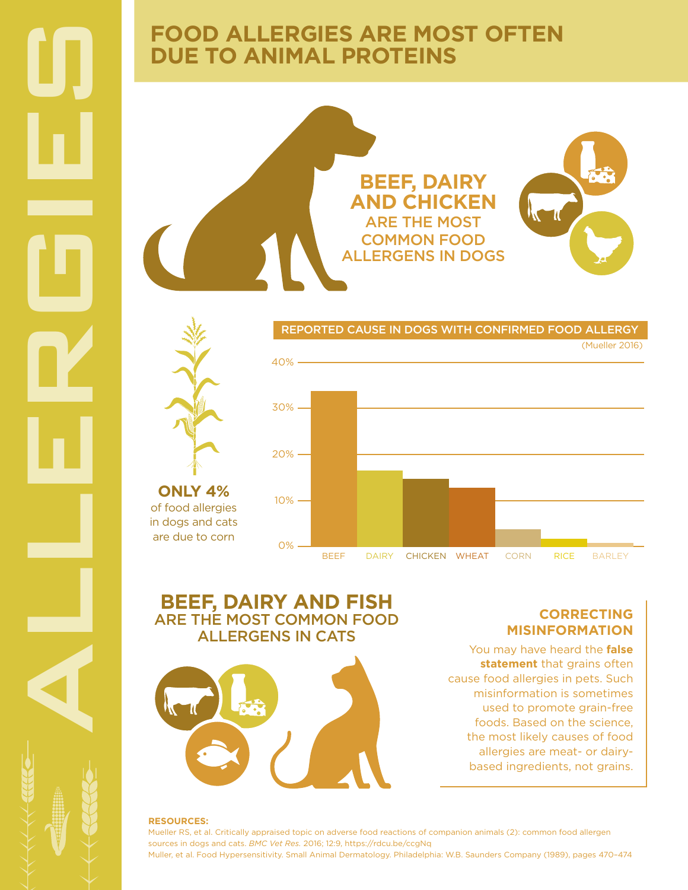# ALLERGIES

## FOOD ALLERGIES ARE MOST OFTEN DUE TO ANIMAL PROTEINS

**BEEF, DAIRY AND CHICKEN**
ARE THE MOST COMMON FOOD ALLERGENS IN DOGS

REPORTED CAUSE IN DOGS WITH CONFIRMED FOOD ALLERGY

(Mueller 2016)

40%
30%
20%
10%
0%

BEEF
DAIRY
CHICKEN
WHEAT
CORN
RICE
BARLEY

**ONLY 4%**
of food allergies in dogs and cats are due to corn

**BEEF, DAIRY AND FISH**
ARE THE MOST COMMON FOOD ALLERGENS IN CATS

### CORRECTING MISINFORMATION

You may have heard the **false statement** that grains often cause food allergies in pets. Such misinformation is sometimes used to promote grain-free foods. Based on the science, the most likely causes of food allergies are meat- or dairy-based ingredients, not grains.

**RESOURCES:**

Mueller RS, et al. Critically appraised topic on adverse food reactions of companion animals (2): common food allergen sources in dogs and cats. *BMC Vet Res.* 2016; 12:9, https://rdcu.be/ccgNq

Muller, et al. Food Hypersensitivity. Small Animal Dermatology. Philadelphia: W.B. Saunders Company (1989), pages 470–474